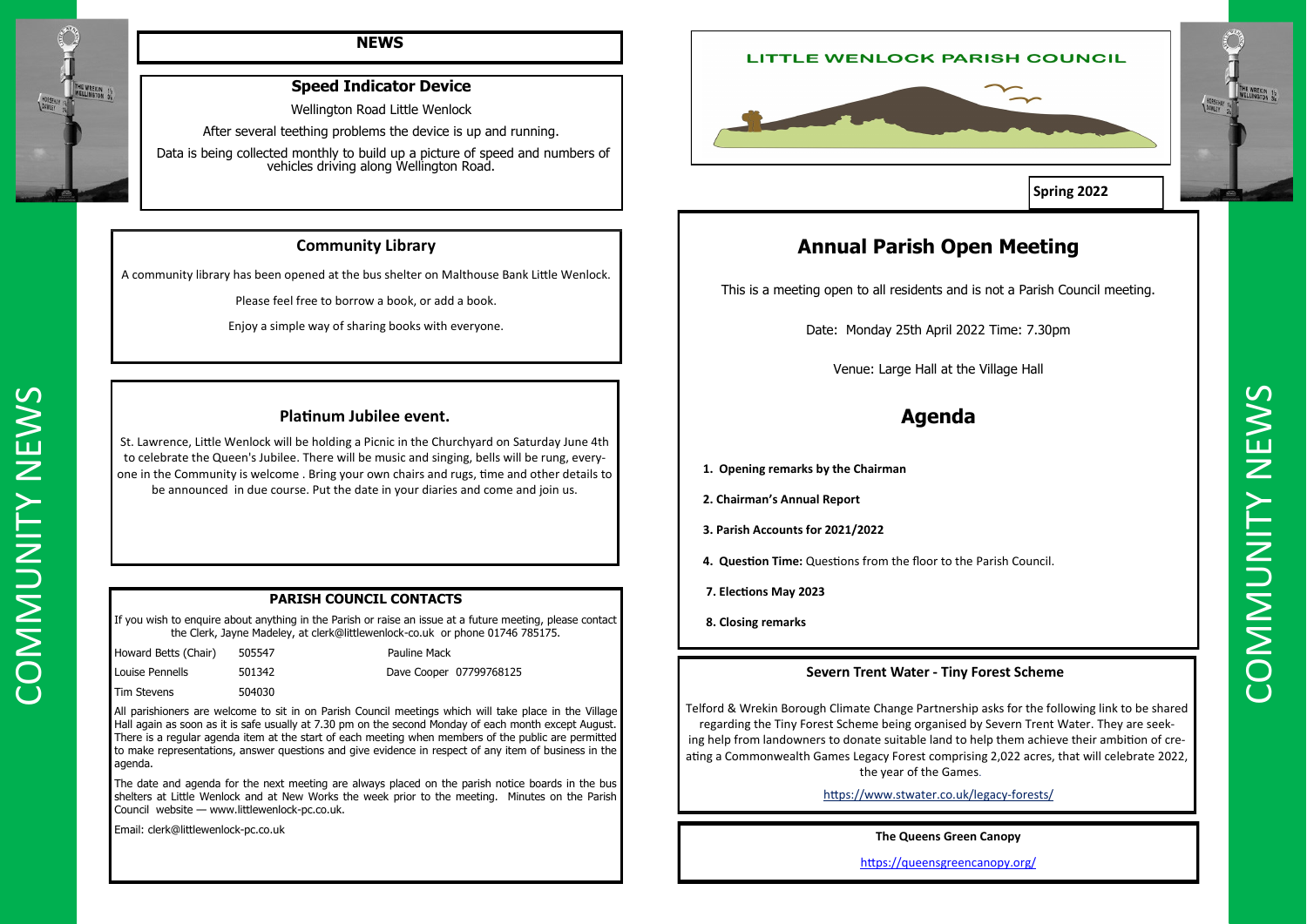## NEWS

### Speed Indicator Device

Wellington Road Little Wenlock

After several teething problems the device is up and running.

Data is being collected monthly to build up a picture of speed and numbers of vehicles driving along Wellington Road.

### Community Library

A community library has been opened at the bus shelter on Malthouse Bank Little Wenlock.

Please feel free to borrow a book, or add a book.

Enjoy a simple way of sharing books with everyone.

### Platinum Jubilee event.

St. Lawrence, Little Wenlock will be holding a Picnic in the Churchyard on Saturday June 4th to celebrate the Queen's Jubilee. There will be music and singing, bells will be rung, everyone in the Community is welcome . Bring your own chairs and rugs, time and other details to be announced in due course. Put the date in your diaries and come and join us.

### PARISH COUNCIL CONTACTS

If you wish to enquire about anything in the Parish or raise an issue at a future meeting, please contact the Clerk, Jayne Madeley, at clerk@littlewenlock-co.uk or phone 01746 785175.

| | | | |
|---|---|---|---|
| Howard Betts (Chair) | 505547 | Pauline Mack | |
| Louise Pennells | 501342 | Dave Cooper | 07799768125 |
| Tim Stevens | 504030 | | |

All parishioners are welcome to sit in on Parish Council meetings which will take place in the Village Hall again as soon as it is safe usually at 7.30 pm on the second Monday of each month except August. There is a regular agenda item at the start of each meeting when members of the public are permitted to make representations, answer questions and give evidence in respect of any item of business in the agenda.

The date and agenda for the next meeting are always placed on the parish notice boards in the bus shelters at Little Wenlock and at New Works the week prior to the meeting. Minutes on the Parish Council website — www.littlewenlock-pc.co.uk.

Email: clerk@littlewenlock-pc.co.uk

# LITTLE WENLOCK PARISH COUNCIL

**Spring 2022**

## Annual Parish Open Meeting

This is a meeting open to all residents and is not a Parish Council meeting.

Date: Monday 25th April 2022 Time: 7.30pm

Venue: Large Hall at the Village Hall

## Agenda

1. **Opening remarks by the Chairman**
2. **Chairman's Annual Report**
3. **Parish Accounts for 2021/2022**
4. **Question Time:** Questions from the floor to the Parish Council.

7. **Elections May 2023**
8. **Closing remarks**

### Severn Trent Water - Tiny Forest Scheme

Telford & Wrekin Borough Climate Change Partnership asks for the following link to be shared regarding the Tiny Forest Scheme being organised by Severn Trent Water. They are seeking help from landowners to donate suitable land to help them achieve their ambition of creating a Commonwealth Games Legacy Forest comprising 2,022 acres, that will celebrate 2022, the year of the Games.

https://www.stwater.co.uk/legacy-forests/

### The Queens Green Canopy

https://queensgreencanopy.org/

COMMUNITY NEWS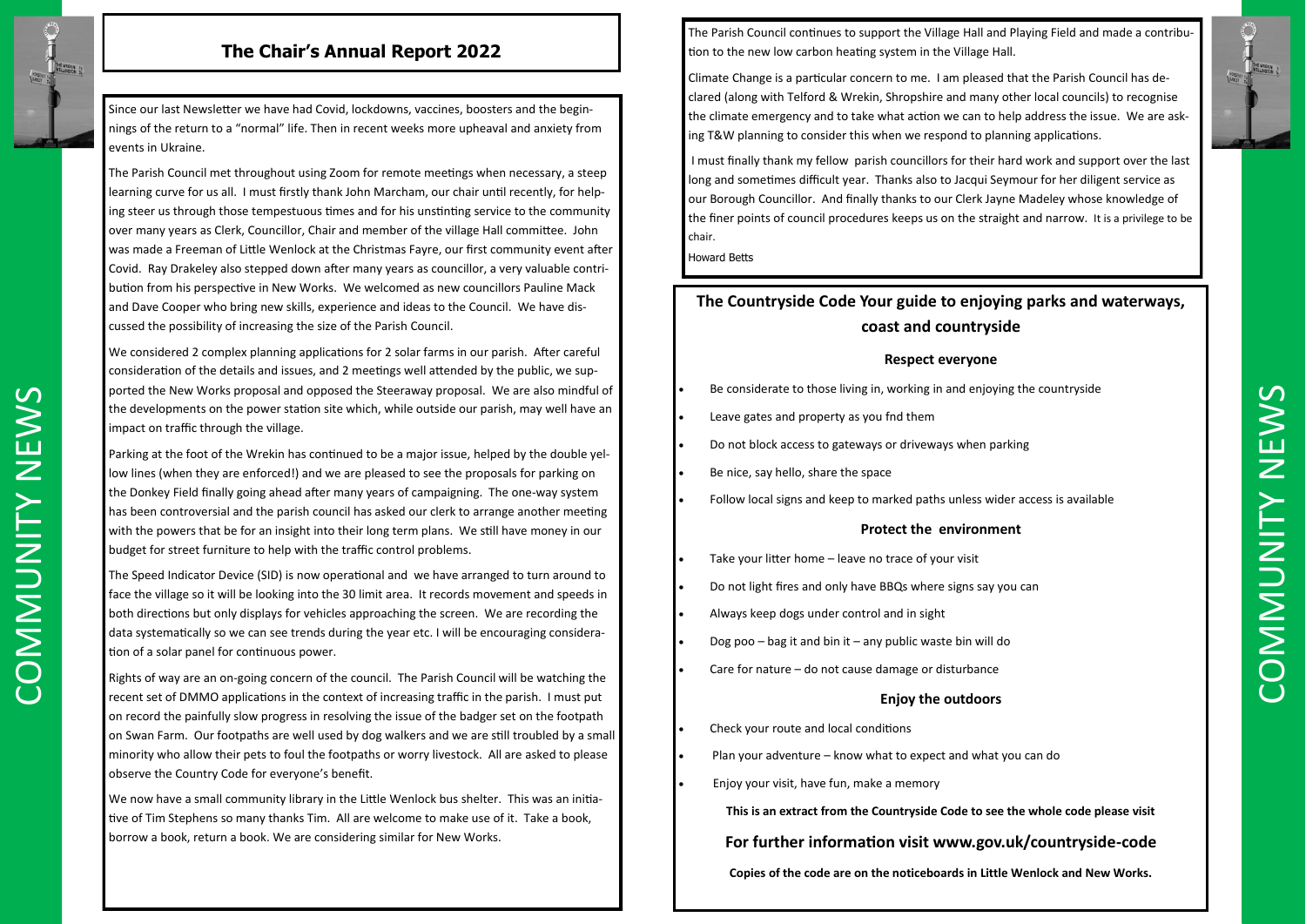## The Chair's Annual Report 2022

Since our last Newsletter we have had Covid, lockdowns, vaccines, boosters and the beginnings of the return to a "normal" life. Then in recent weeks more upheaval and anxiety from events in Ukraine.

The Parish Council met throughout using Zoom for remote meetings when necessary, a steep learning curve for us all. I must firstly thank John Marcham, our chair until recently, for helping steer us through those tempestuous times and for his unstinting service to the community over many years as Clerk, Councillor, Chair and member of the village Hall committee. John was made a Freeman of Little Wenlock at the Christmas Fayre, our first community event after Covid. Ray Drakeley also stepped down after many years as councillor, a very valuable contribution from his perspective in New Works. We welcomed as new councillors Pauline Mack and Dave Cooper who bring new skills, experience and ideas to the Council. We have discussed the possibility of increasing the size of the Parish Council.

We considered 2 complex planning applications for 2 solar farms in our parish. After careful consideration of the details and issues, and 2 meetings well attended by the public, we supported the New Works proposal and opposed the Steeraway proposal. We are also mindful of the developments on the power station site which, while outside our parish, may well have an impact on traffic through the village.

Parking at the foot of the Wrekin has continued to be a major issue, helped by the double yellow lines (when they are enforced!) and we are pleased to see the proposals for parking on the Donkey Field finally going ahead after many years of campaigning. The one-way system has been controversial and the parish council has asked our clerk to arrange another meeting with the powers that be for an insight into their long term plans. We still have money in our budget for street furniture to help with the traffic control problems.

The Speed Indicator Device (SID) is now operational and we have arranged to turn around to face the village so it will be looking into the 30 limit area. It records movement and speeds in both directions but only displays for vehicles approaching the screen. We are recording the data systematically so we can see trends during the year etc. I will be encouraging consideration of a solar panel for continuous power.

Rights of way are an on-going concern of the council. The Parish Council will be watching the recent set of DMMO applications in the context of increasing traffic in the parish. I must put on record the painfully slow progress in resolving the issue of the badger set on the footpath on Swan Farm. Our footpaths are well used by dog walkers and we are still troubled by a small minority who allow their pets to foul the footpaths or worry livestock. All are asked to please observe the Country Code for everyone's benefit.

We now have a small community library in the Little Wenlock bus shelter. This was an initiative of Tim Stephens so many thanks Tim. All are welcome to make use of it. Take a book, borrow a book, return a book. We are considering similar for New Works.

The Parish Council continues to support the Village Hall and Playing Field and made a contribution to the new low carbon heating system in the Village Hall.

Climate Change is a particular concern to me. I am pleased that the Parish Council has declared (along with Telford & Wrekin, Shropshire and many other local councils) to recognise the climate emergency and to take what action we can to help address the issue. We are asking T&W planning to consider this when we respond to planning applications.

I must finally thank my fellow parish councillors for their hard work and support over the last long and sometimes difficult year. Thanks also to Jacqui Seymour for her diligent service as our Borough Councillor. And finally thanks to our Clerk Jayne Madeley whose knowledge of the finer points of council procedures keeps us on the straight and narrow. It is a privilege to be chair.

Howard Betts

## The Countryside Code Your guide to enjoying parks and waterways, coast and countryside

### Respect everyone

- Be considerate to those living in, working in and enjoying the countryside
- Leave gates and property as you fnd them
- Do not block access to gateways or driveways when parking
- Be nice, say hello, share the space
- Follow local signs and keep to marked paths unless wider access is available

### Protect the environment

- Take your litter home – leave no trace of your visit
- Do not light fires and only have BBQs where signs say you can
- Always keep dogs under control and in sight
- Dog poo – bag it and bin it – any public waste bin will do
- Care for nature – do not cause damage or disturbance

### Enjoy the outdoors

- Check your route and local conditions
- Plan your adventure – know what to expect and what you can do
- Enjoy your visit, have fun, make a memory

**This is an extract from the Countryside Code to see the whole code please visit**

**For further information visit www.gov.uk/countryside-code**

**Copies of the code are on the noticeboards in Little Wenlock and New Works.**